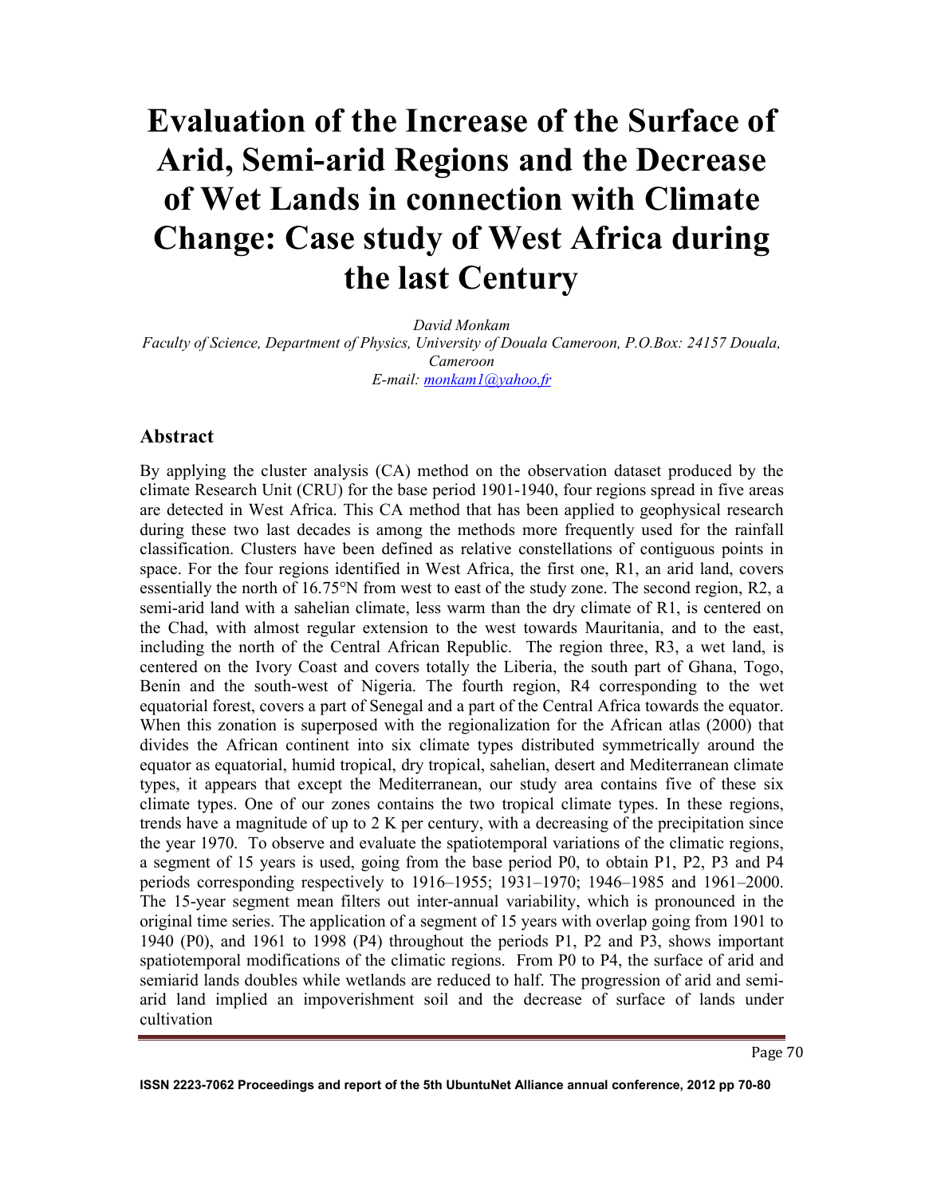# Evaluation of the Increase of the Surface of Arid, Semi-arid Regions and the Decrease of Wet Lands in connection with Climate Change: Case study of West Africa during the last Century

*David Monkam*

*Faculty of Science, Department of Physics, University of Douala Cameroon, P.O.Box: 24157 Douala, Cameroon*

*E-mail: monkam1@yahoo.fr*

## Abstract

By applying the cluster analysis (CA) method on the observation dataset produced by the climate Research Unit (CRU) for the base period 1901-1940, four regions spread in five areas are detected in West Africa. This CA method that has been applied to geophysical research during these two last decades is among the methods more frequently used for the rainfall classification. Clusters have been defined as relative constellations of contiguous points in space. For the four regions identified in West Africa, the first one, R1, an arid land, covers essentially the north of 16.75°N from west to east of the study zone. The second region, R2, a semi-arid land with a sahelian climate, less warm than the dry climate of R1, is centered on the Chad, with almost regular extension to the west towards Mauritania, and to the east, including the north of the Central African Republic. The region three, R3, a wet land, is centered on the Ivory Coast and covers totally the Liberia, the south part of Ghana, Togo, Benin and the south-west of Nigeria. The fourth region, R4 corresponding to the wet equatorial forest, covers a part of Senegal and a part of the Central Africa towards the equator. When this zonation is superposed with the regionalization for the African atlas (2000) that divides the African continent into six climate types distributed symmetrically around the equator as equatorial, humid tropical, dry tropical, sahelian, desert and Mediterranean climate types, it appears that except the Mediterranean, our study area contains five of these six climate types. One of our zones contains the two tropical climate types. In these regions, trends have a magnitude of up to 2 K per century, with a decreasing of the precipitation since the year 1970. To observe and evaluate the spatiotemporal variations of the climatic regions, a segment of 15 years is used, going from the base period P0, to obtain P1, P2, P3 and P4 periods corresponding respectively to 1916–1955; 1931–1970; 1946–1985 and 1961–2000. The 15-year segment mean filters out inter-annual variability, which is pronounced in the original time series. The application of a segment of 15 years with overlap going from 1901 to 1940 (P0), and 1961 to 1998 (P4) throughout the periods P1, P2 and P3, shows important spatiotemporal modifications of the climatic regions. From P0 to P4, the surface of arid and semiarid lands doubles while wetlands are reduced to half. The progression of arid and semi-arid land implied an impoverishment soil and the decrease of surface of lands under cultivation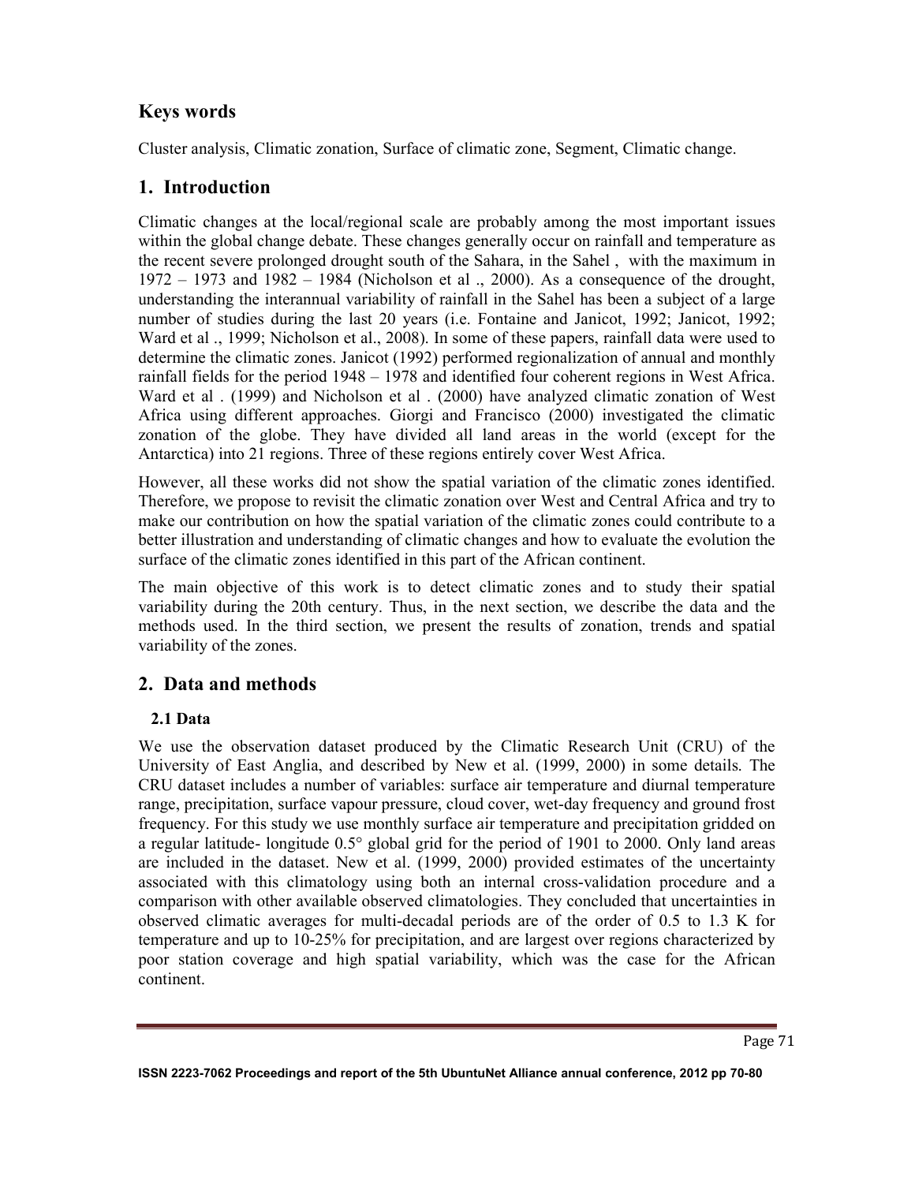## Keys words

Cluster analysis, Climatic zonation, Surface of climatic zone, Segment, Climatic change.

## 1. Introduction

Climatic changes at the local/regional scale are probably among the most important issues within the global change debate. These changes generally occur on rainfall and temperature as the recent severe prolonged drought south of the Sahara, in the Sahel , with the maximum in 1972 – 1973 and 1982 – 1984 (Nicholson et al ., 2000). As a consequence of the drought, understanding the interannual variability of rainfall in the Sahel has been a subject of a large number of studies during the last 20 years (i.e. Fontaine and Janicot, 1992; Janicot, 1992; Ward et al ., 1999; Nicholson et al., 2008). In some of these papers, rainfall data were used to determine the climatic zones. Janicot (1992) performed regionalization of annual and monthly rainfall fields for the period 1948 – 1978 and identified four coherent regions in West Africa. Ward et al . (1999) and Nicholson et al . (2000) have analyzed climatic zonation of West Africa using different approaches. Giorgi and Francisco (2000) investigated the climatic zonation of the globe. They have divided all land areas in the world (except for the Antarctica) into 21 regions. Three of these regions entirely cover West Africa.

However, all these works did not show the spatial variation of the climatic zones identified. Therefore, we propose to revisit the climatic zonation over West and Central Africa and try to make our contribution on how the spatial variation of the climatic zones could contribute to a better illustration and understanding of climatic changes and how to evaluate the evolution the surface of the climatic zones identified in this part of the African continent.

The main objective of this work is to detect climatic zones and to study their spatial variability during the 20th century. Thus, in the next section, we describe the data and the methods used. In the third section, we present the results of zonation, trends and spatial variability of the zones.

## 2. Data and methods

### 2.1 Data

We use the observation dataset produced by the Climatic Research Unit (CRU) of the University of East Anglia, and described by New et al. (1999, 2000) in some details. The CRU dataset includes a number of variables: surface air temperature and diurnal temperature range, precipitation, surface vapour pressure, cloud cover, wet-day frequency and ground frost frequency. For this study we use monthly surface air temperature and precipitation gridded on a regular latitude- longitude 0.5° global grid for the period of 1901 to 2000. Only land areas are included in the dataset. New et al. (1999, 2000) provided estimates of the uncertainty associated with this climatology using both an internal cross-validation procedure and a comparison with other available observed climatologies. They concluded that uncertainties in observed climatic averages for multi-decadal periods are of the order of 0.5 to 1.3 K for temperature and up to 10-25% for precipitation, and are largest over regions characterized by poor station coverage and high spatial variability, which was the case for the African continent.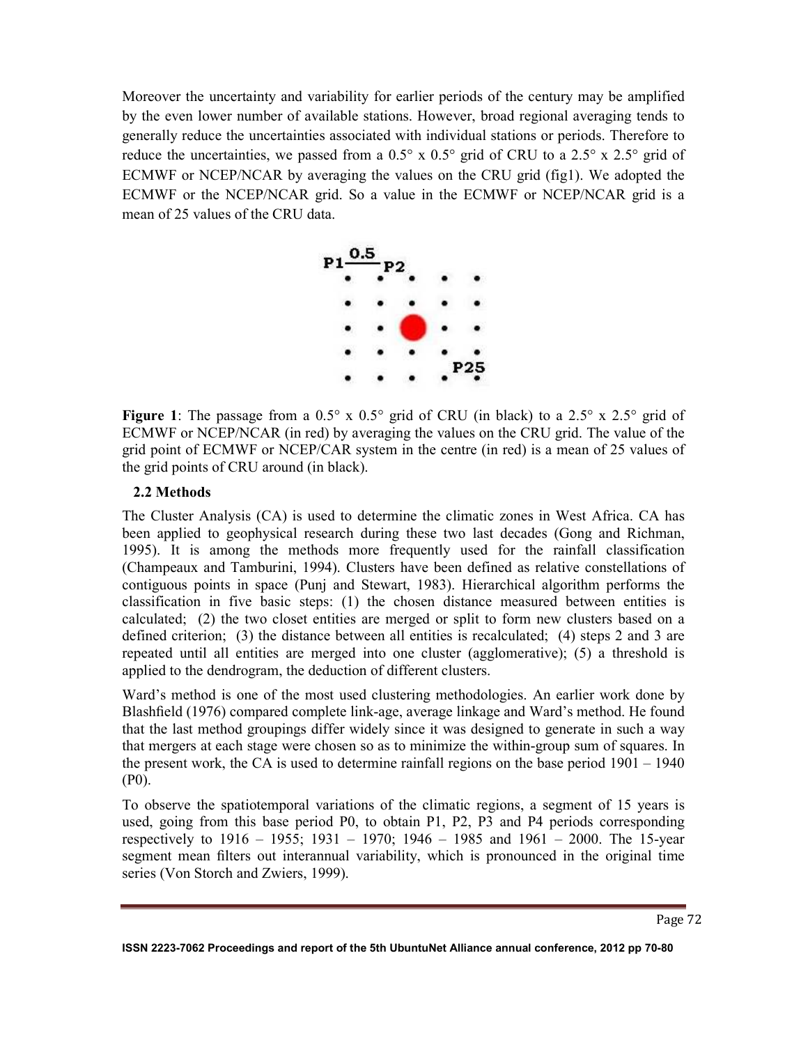Moreover the uncertainty and variability for earlier periods of the century may be amplified by the even lower number of available stations. However, broad regional averaging tends to generally reduce the uncertainties associated with individual stations or periods. Therefore to reduce the uncertainties, we passed from a 0.5° x 0.5° grid of CRU to a 2.5° x 2.5° grid of ECMWF or NCEP/NCAR by averaging the values on the CRU grid (fig1). We adopted the ECMWF or the NCEP/NCAR grid. So a value in the ECMWF or NCEP/NCAR grid is a mean of 25 values of the CRU data.

**Figure 1**: The passage from a 0.5° x 0.5° grid of CRU (in black) to a 2.5° x 2.5° grid of ECMWF or NCEP/NCAR (in red) by averaging the values on the CRU grid. The value of the grid point of ECMWF or NCEP/CAR system in the centre (in red) is a mean of 25 values of the grid points of CRU around (in black).

### 2.2 Methods

The Cluster Analysis (CA) is used to determine the climatic zones in West Africa. CA has been applied to geophysical research during these two last decades (Gong and Richman, 1995). It is among the methods more frequently used for the rainfall classification (Champeaux and Tamburini, 1994). Clusters have been defined as relative constellations of contiguous points in space (Punj and Stewart, 1983). Hierarchical algorithm performs the classification in five basic steps: (1) the chosen distance measured between entities is calculated; (2) the two closet entities are merged or split to form new clusters based on a defined criterion; (3) the distance between all entities is recalculated; (4) steps 2 and 3 are repeated until all entities are merged into one cluster (agglomerative); (5) a threshold is applied to the dendrogram, the deduction of different clusters.

Ward's method is one of the most used clustering methodologies. An earlier work done by Blashfield (1976) compared complete link-age, average linkage and Ward's method. He found that the last method groupings differ widely since it was designed to generate in such a way that mergers at each stage were chosen so as to minimize the within-group sum of squares. In the present work, the CA is used to determine rainfall regions on the base period 1901 – 1940 (P0).

To observe the spatiotemporal variations of the climatic regions, a segment of 15 years is used, going from this base period P0, to obtain P1, P2, P3 and P4 periods corresponding respectively to 1916 – 1955; 1931 – 1970; 1946 – 1985 and 1961 – 2000. The 15-year segment mean filters out interannual variability, which is pronounced in the original time series (Von Storch and Zwiers, 1999).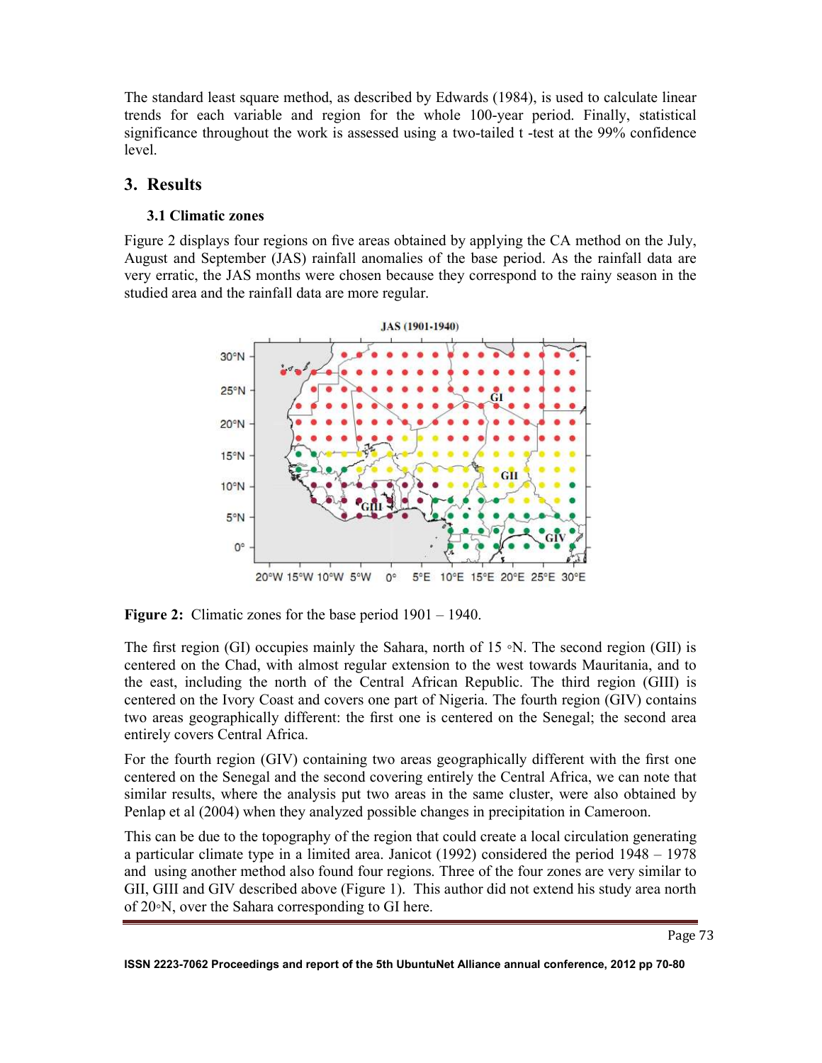The standard least square method, as described by Edwards (1984), is used to calculate linear trends for each variable and region for the whole 100-year period. Finally, statistical significance throughout the work is assessed using a two-tailed t -test at the 99% confidence level.

## 3. Results

### 3.1 Climatic zones

Figure 2 displays four regions on five areas obtained by applying the CA method on the July, August and September (JAS) rainfall anomalies of the base period. As the rainfall data are very erratic, the JAS months were chosen because they correspond to the rainy season in the studied area and the rainfall data are more regular.

**Figure 2:** Climatic zones for the base period 1901 – 1940.

The first region (GI) occupies mainly the Sahara, north of 15 ∘N. The second region (GII) is centered on the Chad, with almost regular extension to the west towards Mauritania, and to the east, including the north of the Central African Republic. The third region (GIII) is centered on the Ivory Coast and covers one part of Nigeria. The fourth region (GIV) contains two areas geographically different: the first one is centered on the Senegal; the second area entirely covers Central Africa.

For the fourth region (GIV) containing two areas geographically different with the first one centered on the Senegal and the second covering entirely the Central Africa, we can note that similar results, where the analysis put two areas in the same cluster, were also obtained by Penlap et al (2004) when they analyzed possible changes in precipitation in Cameroon.

This can be due to the topography of the region that could create a local circulation generating a particular climate type in a limited area. Janicot (1992) considered the period 1948 – 1978 and using another method also found four regions. Three of the four zones are very similar to GII, GIII and GIV described above (Figure 1). This author did not extend his study area north of 20∘N, over the Sahara corresponding to GI here.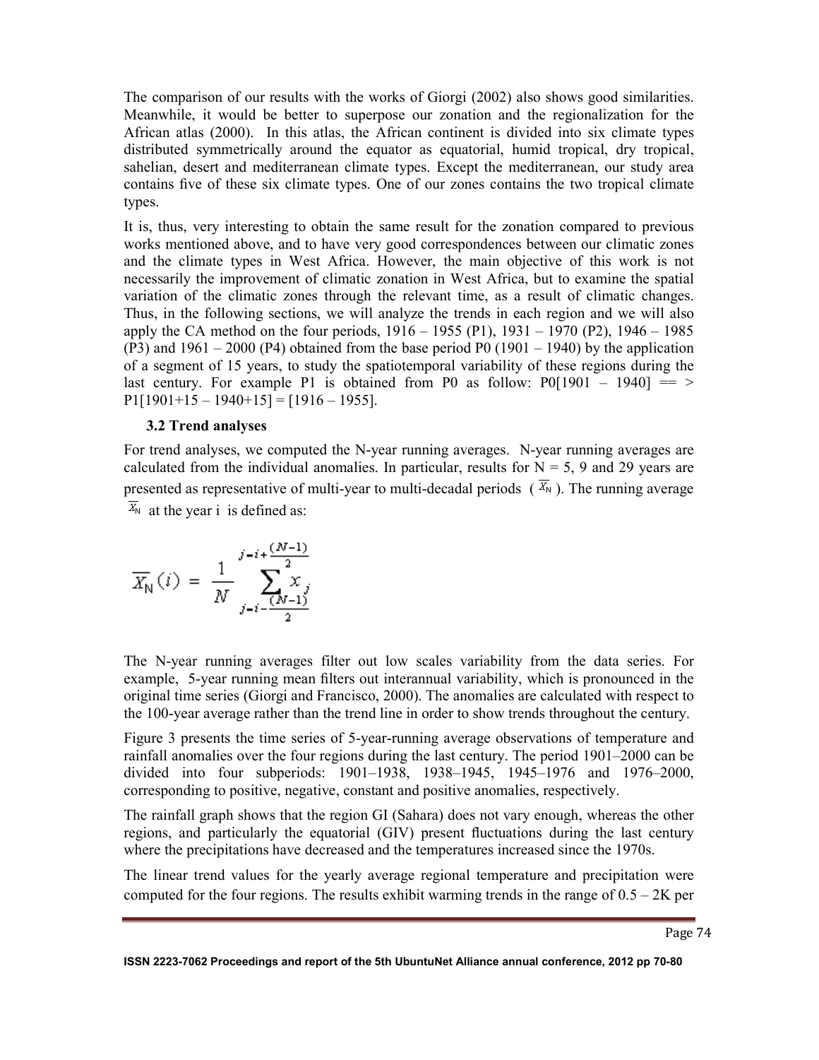The comparison of our results with the works of Giorgi (2002) also shows good similarities. Meanwhile, it would be better to superpose our zonation and the regionalization for the African atlas (2000). In this atlas, the African continent is divided into six climate types distributed symmetrically around the equator as equatorial, humid tropical, dry tropical, sahelian, desert and mediterranean climate types. Except the mediterranean, our study area contains five of these six climate types. One of our zones contains the two tropical climate types.

It is, thus, very interesting to obtain the same result for the zonation compared to previous works mentioned above, and to have very good correspondences between our climatic zones and the climate types in West Africa. However, the main objective of this work is not necessarily the improvement of climatic zonation in West Africa, but to examine the spatial variation of the climatic zones through the relevant time, as a result of climatic changes. Thus, in the following sections, we will analyze the trends in each region and we will also apply the CA method on the four periods, 1916 – 1955 (P1), 1931 – 1970 (P2), 1946 – 1985 (P3) and 1961 – 2000 (P4) obtained from the base period P0 (1901 – 1940) by the application of a segment of 15 years, to study the spatiotemporal variability of these regions during the last century. For example P1 is obtained from P0 as follow: P0[1901 – 1940] == > P1[1901+15 – 1940+15] = [1916 – 1955].

### 3.2 Trend analyses

For trend analyses, we computed the N-year running averages. N-year running averages are calculated from the individual anomalies. In particular, results for N = 5, 9 and 29 years are presented as representative of multi-year to multi-decadal periods ( $\overline{X_N}$ ). The running average $\overline{X_N}$ at the year i is defined as:

$$\overline{X_N}(i) = \frac{1}{N} \sum_{j=i-\frac{(N-1)}{2}}^{j=i+\frac{(N-1)}{2}} x_j$$

The N-year running averages filter out low scales variability from the data series. For example, 5-year running mean filters out interannual variability, which is pronounced in the original time series (Giorgi and Francisco, 2000). The anomalies are calculated with respect to the 100-year average rather than the trend line in order to show trends throughout the century.

Figure 3 presents the time series of 5-year-running average observations of temperature and rainfall anomalies over the four regions during the last century. The period 1901–2000 can be divided into four subperiods: 1901–1938, 1938–1945, 1945–1976 and 1976–2000, corresponding to positive, negative, constant and positive anomalies, respectively.

The rainfall graph shows that the region GI (Sahara) does not vary enough, whereas the other regions, and particularly the equatorial (GIV) present fluctuations during the last century where the precipitations have decreased and the temperatures increased since the 1970s.

The linear trend values for the yearly average regional temperature and precipitation were computed for the four regions. The results exhibit warming trends in the range of 0.5 – 2K per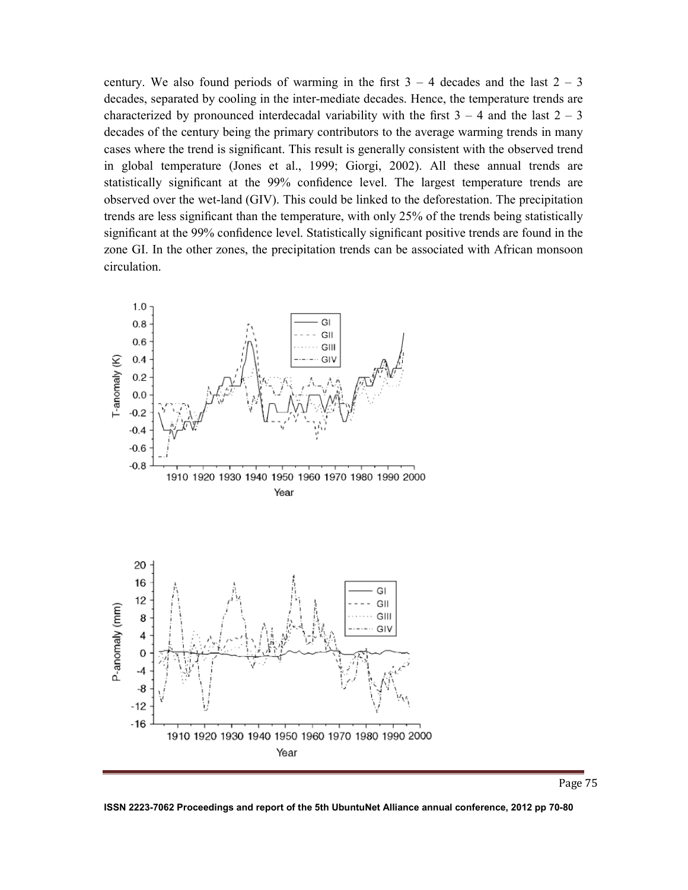century. We also found periods of warming in the first 3 – 4 decades and the last 2 – 3 decades, separated by cooling in the inter-mediate decades. Hence, the temperature trends are characterized by pronounced interdecadal variability with the first 3 – 4 and the last 2 – 3 decades of the century being the primary contributors to the average warming trends in many cases where the trend is significant. This result is generally consistent with the observed trend in global temperature (Jones et al., 1999; Giorgi, 2002). All these annual trends are statistically significant at the 99% confidence level. The largest temperature trends are observed over the wet-land (GIV). This could be linked to the deforestation. The precipitation trends are less significant than the temperature, with only 25% of the trends being statistically significant at the 99% confidence level. Statistically significant positive trends are found in the zone GI. In the other zones, the precipitation trends can be associated with African monsoon circulation.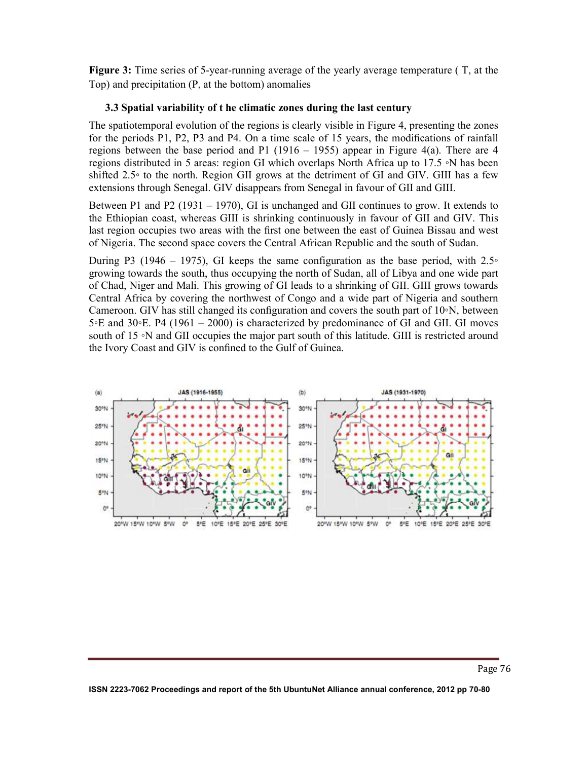**Figure 3:** Time series of 5-year-running average of the yearly average temperature ( T, at the Top) and precipitation (P, at the bottom) anomalies

### 3.3 Spatial variability of t he climatic zones during the last century

The spatiotemporal evolution of the regions is clearly visible in Figure 4, presenting the zones for the periods P1, P2, P3 and P4. On a time scale of 15 years, the modifications of rainfall regions between the base period and P1 (1916 – 1955) appear in Figure 4(a). There are 4 regions distributed in 5 areas: region GI which overlaps North Africa up to 17.5 ◦N has been shifted 2.5◦ to the north. Region GII grows at the detriment of GI and GIV. GIII has a few extensions through Senegal. GIV disappears from Senegal in favour of GII and GIII.

Between P1 and P2 (1931 – 1970), GI is unchanged and GII continues to grow. It extends to the Ethiopian coast, whereas GIII is shrinking continuously in favour of GII and GIV. This last region occupies two areas with the first one between the east of Guinea Bissau and west of Nigeria. The second space covers the Central African Republic and the south of Sudan.

During P3 (1946 – 1975), GI keeps the same configuration as the base period, with 2.5◦ growing towards the south, thus occupying the north of Sudan, all of Libya and one wide part of Chad, Niger and Mali. This growing of GI leads to a shrinking of GII. GIII grows towards Central Africa by covering the northwest of Congo and a wide part of Nigeria and southern Cameroon. GIV has still changed its configuration and covers the south part of 10◦N, between 5◦E and 30◦E. P4 (1961 – 2000) is characterized by predominance of GI and GII. GI moves south of 15 ◦N and GII occupies the major part south of this latitude. GIII is restricted around the Ivory Coast and GIV is confined to the Gulf of Guinea.

(a) JAS (1916-1955) (b) JAS (1931-1970)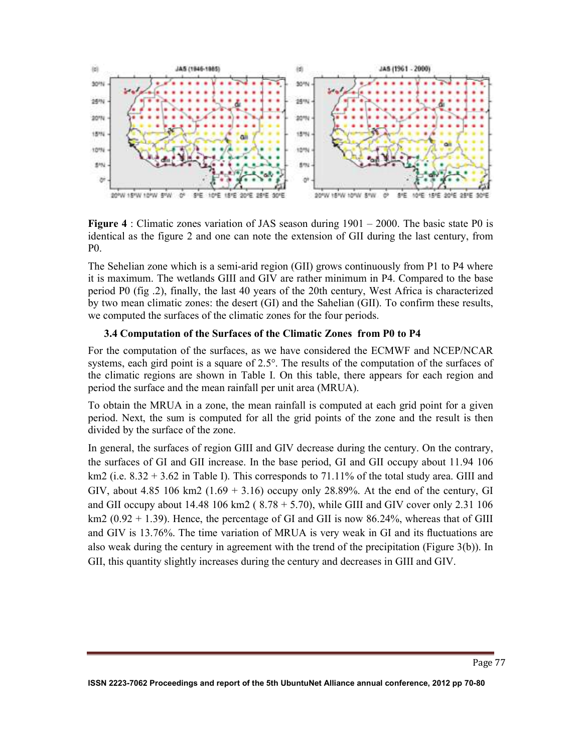**Figure 4** : Climatic zones variation of JAS season during 1901 – 2000. The basic state P0 is identical as the figure 2 and one can note the extension of GII during the last century, from P0.

The Sehelian zone which is a semi-arid region (GII) grows continuously from P1 to P4 where it is maximum. The wetlands GIII and GIV are rather minimum in P4. Compared to the base period P0 (fig .2), finally, the last 40 years of the 20th century, West Africa is characterized by two mean climatic zones: the desert (GI) and the Sahelian (GII). To confirm these results, we computed the surfaces of the climatic zones for the four periods.

### 3.4 Computation of the Surfaces of the Climatic Zones from P0 to P4

For the computation of the surfaces, as we have considered the ECMWF and NCEP/NCAR systems, each gird point is a square of 2.5°. The results of the computation of the surfaces of the climatic regions are shown in Table I. On this table, there appears for each region and period the surface and the mean rainfall per unit area (MRUA).

To obtain the MRUA in a zone, the mean rainfall is computed at each grid point for a given period. Next, the sum is computed for all the grid points of the zone and the result is then divided by the surface of the zone.

In general, the surfaces of region GIII and GIV decrease during the century. On the contrary, the surfaces of GI and GII increase. In the base period, GI and GII occupy about 11.94 106 km2 (i.e. 8.32 + 3.62 in Table I). This corresponds to 71.11% of the total study area. GIII and GIV, about 4.85 106 km2 (1.69 + 3.16) occupy only 28.89%. At the end of the century, GI and GII occupy about 14.48 106 km2 ( 8.78 + 5.70), while GIII and GIV cover only 2.31 106 km2 (0.92 + 1.39). Hence, the percentage of GI and GII is now 86.24%, whereas that of GIII and GIV is 13.76%. The time variation of MRUA is very weak in GI and its fluctuations are also weak during the century in agreement with the trend of the precipitation (Figure 3(b)). In GII, this quantity slightly increases during the century and decreases in GIII and GIV.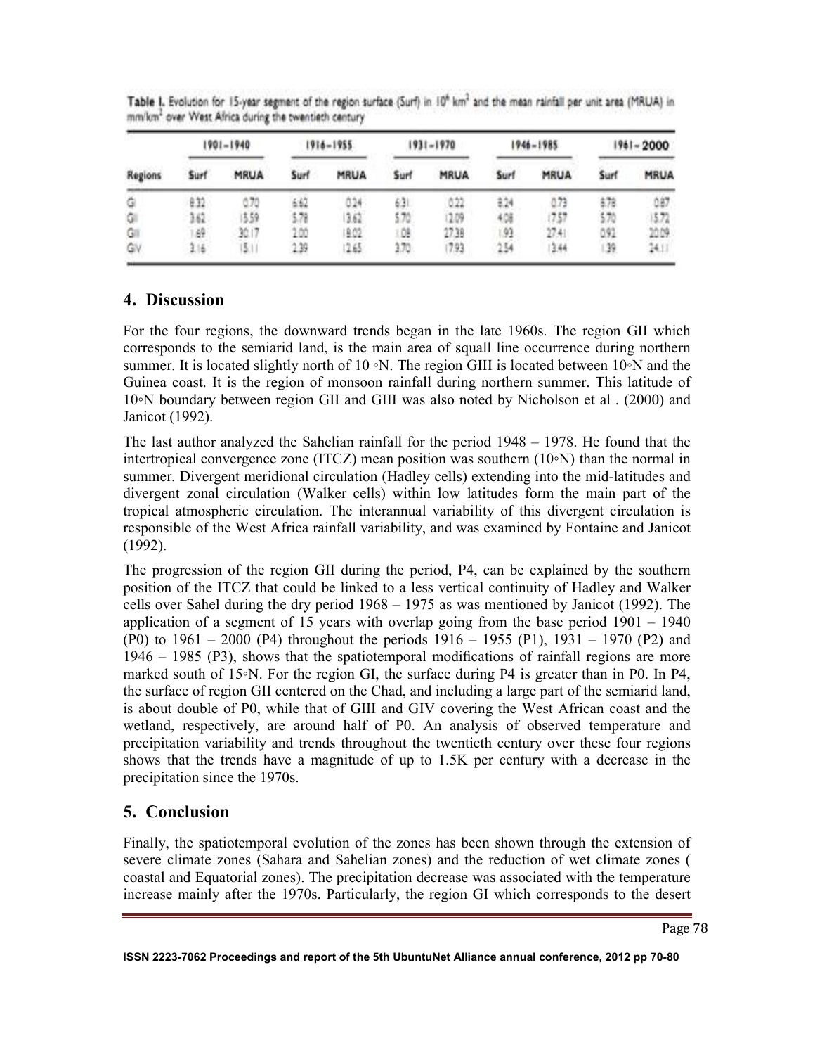**Table I.** Evolution for 15-year segment of the region surface (Surf) in $10^6$ km$^2$ and the mean rainfall per unit area (MRUA) in mm/km$^2$ over West Africa during the twentieth century

| Regions | 1901–1940 | | 1916–1955 | | 1931–1970 | | 1946–1985 | | 1961–2000 | |
|---|---|---|---|---|---|---|---|---|---|---|
| | Surf | MRUA | Surf | MRUA | Surf | MRUA | Surf | MRUA | Surf | MRUA |
| GI | 8.32 | 0.70 | 6.62 | 0.24 | 6.31 | 0.22 | 8.24 | 0.73 | 8.78 | 0.87 |
| GII | 3.62 | 15.59 | 5.78 | 13.62 | 5.70 | 12.09 | 4.08 | 17.57 | 5.70 | 15.72 |
| GIII | 1.69 | 30.17 | 2.00 | 18.02 | 1.08 | 27.38 | 1.93 | 27.41 | 0.92 | 20.09 |
| GIV | 3.16 | 15.11 | 2.39 | 12.65 | 3.70 | 17.93 | 2.54 | 13.44 | 1.39 | 24.11 |

## 4. Discussion

For the four regions, the downward trends began in the late 1960s. The region GII which corresponds to the semiarid land, is the main area of squall line occurrence during northern summer. It is located slightly north of 10 ◦N. The region GIII is located between 10◦N and the Guinea coast. It is the region of monsoon rainfall during northern summer. This latitude of 10◦N boundary between region GII and GIII was also noted by Nicholson et al . (2000) and Janicot (1992).

The last author analyzed the Sahelian rainfall for the period 1948 – 1978. He found that the intertropical convergence zone (ITCZ) mean position was southern (10◦N) than the normal in summer. Divergent meridional circulation (Hadley cells) extending into the mid-latitudes and divergent zonal circulation (Walker cells) within low latitudes form the main part of the tropical atmospheric circulation. The interannual variability of this divergent circulation is responsible of the West Africa rainfall variability, and was examined by Fontaine and Janicot (1992).

The progression of the region GII during the period, P4, can be explained by the southern position of the ITCZ that could be linked to a less vertical continuity of Hadley and Walker cells over Sahel during the dry period 1968 – 1975 as was mentioned by Janicot (1992). The application of a segment of 15 years with overlap going from the base period 1901 – 1940 (P0) to 1961 – 2000 (P4) throughout the periods 1916 – 1955 (P1), 1931 – 1970 (P2) and 1946 – 1985 (P3), shows that the spatiotemporal modifications of rainfall regions are more marked south of 15◦N. For the region GI, the surface during P4 is greater than in P0. In P4, the surface of region GII centered on the Chad, and including a large part of the semiarid land, is about double of P0, while that of GIII and GIV covering the West African coast and the wetland, respectively, are around half of P0. An analysis of observed temperature and precipitation variability and trends throughout the twentieth century over these four regions shows that the trends have a magnitude of up to 1.5K per century with a decrease in the precipitation since the 1970s.

## 5. Conclusion

Finally, the spatiotemporal evolution of the zones has been shown through the extension of severe climate zones (Sahara and Sahelian zones) and the reduction of wet climate zones ( coastal and Equatorial zones). The precipitation decrease was associated with the temperature increase mainly after the 1970s. Particularly, the region GI which corresponds to the desert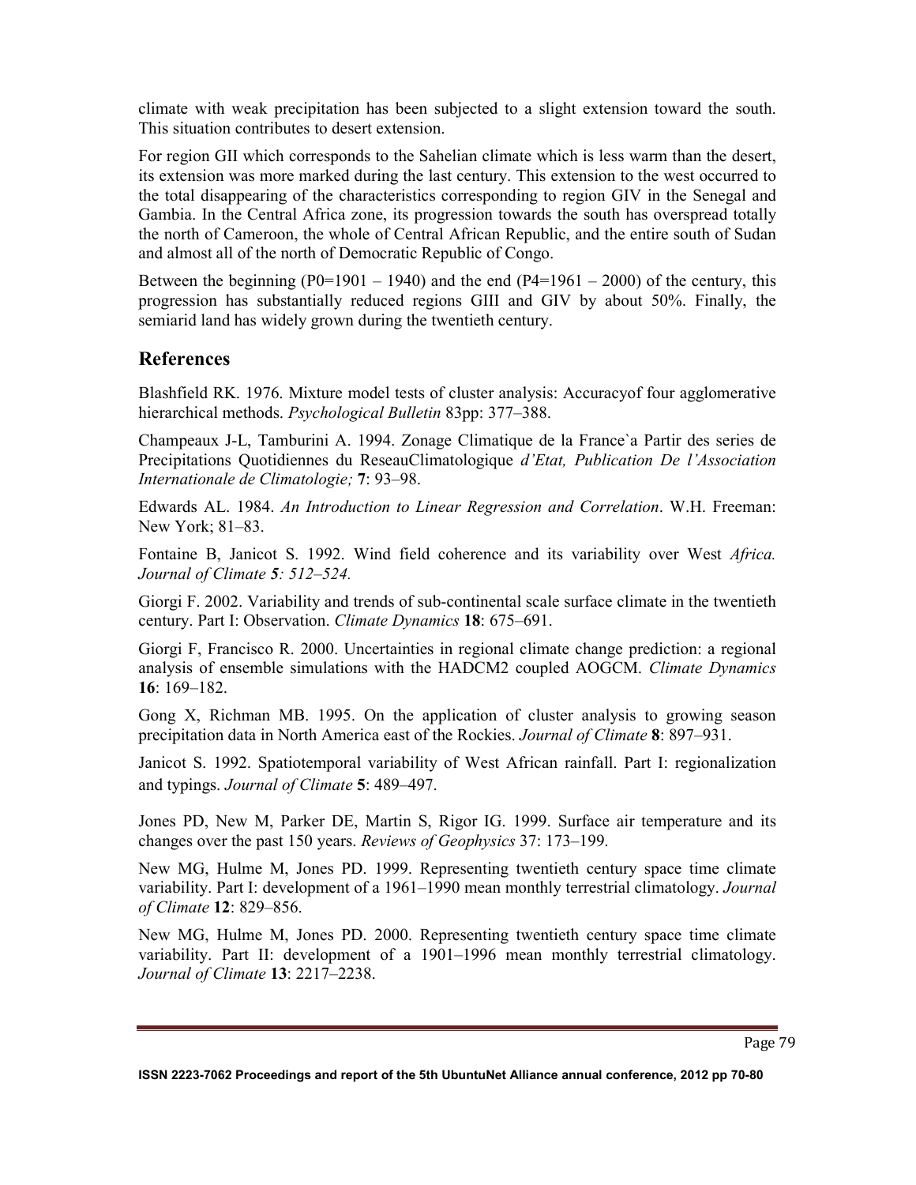climate with weak precipitation has been subjected to a slight extension toward the south. This situation contributes to desert extension.

For region GII which corresponds to the Sahelian climate which is less warm than the desert, its extension was more marked during the last century. This extension to the west occurred to the total disappearing of the characteristics corresponding to region GIV in the Senegal and Gambia. In the Central Africa zone, its progression towards the south has overspread totally the north of Cameroon, the whole of Central African Republic, and the entire south of Sudan and almost all of the north of Democratic Republic of Congo.

Between the beginning (P0=1901 – 1940) and the end (P4=1961 – 2000) of the century, this progression has substantially reduced regions GIII and GIV by about 50%. Finally, the semiarid land has widely grown during the twentieth century.

## References

Blashfield RK. 1976. Mixture model tests of cluster analysis: Accuracyof four agglomerative hierarchical methods. *Psychological Bulletin* 83pp: 377–388.

Champeaux J-L, Tamburini A. 1994. Zonage Climatique de la France`a Partir des series de Precipitations Quotidiennes du ReseauClimatologique *d'Etat, Publication De l'Association Internationale de Climatologie;* **7**: 93–98.

Edwards AL. 1984. *An Introduction to Linear Regression and Correlation*. W.H. Freeman: New York; 81–83.

Fontaine B, Janicot S. 1992. Wind field coherence and its variability over West *Africa. Journal of Climate* ***5****: 512–524.*

Giorgi F. 2002. Variability and trends of sub-continental scale surface climate in the twentieth century. Part I: Observation. *Climate Dynamics* **18**: 675–691.

Giorgi F, Francisco R. 2000. Uncertainties in regional climate change prediction: a regional analysis of ensemble simulations with the HADCM2 coupled AOGCM. *Climate Dynamics* **16**: 169–182.

Gong X, Richman MB. 1995. On the application of cluster analysis to growing season precipitation data in North America east of the Rockies. *Journal of Climate* **8**: 897–931.

Janicot S. 1992. Spatiotemporal variability of West African rainfall. Part I: regionalization and typings. *Journal of Climate* **5**: 489–497.

Jones PD, New M, Parker DE, Martin S, Rigor IG. 1999. Surface air temperature and its changes over the past 150 years. *Reviews of Geophysics* 37: 173–199.

New MG, Hulme M, Jones PD. 1999. Representing twentieth century space time climate variability. Part I: development of a 1961–1990 mean monthly terrestrial climatology. *Journal of Climate* **12**: 829–856.

New MG, Hulme M, Jones PD. 2000. Representing twentieth century space time climate variability. Part II: development of a 1901–1996 mean monthly terrestrial climatology. *Journal of Climate* **13**: 2217–2238.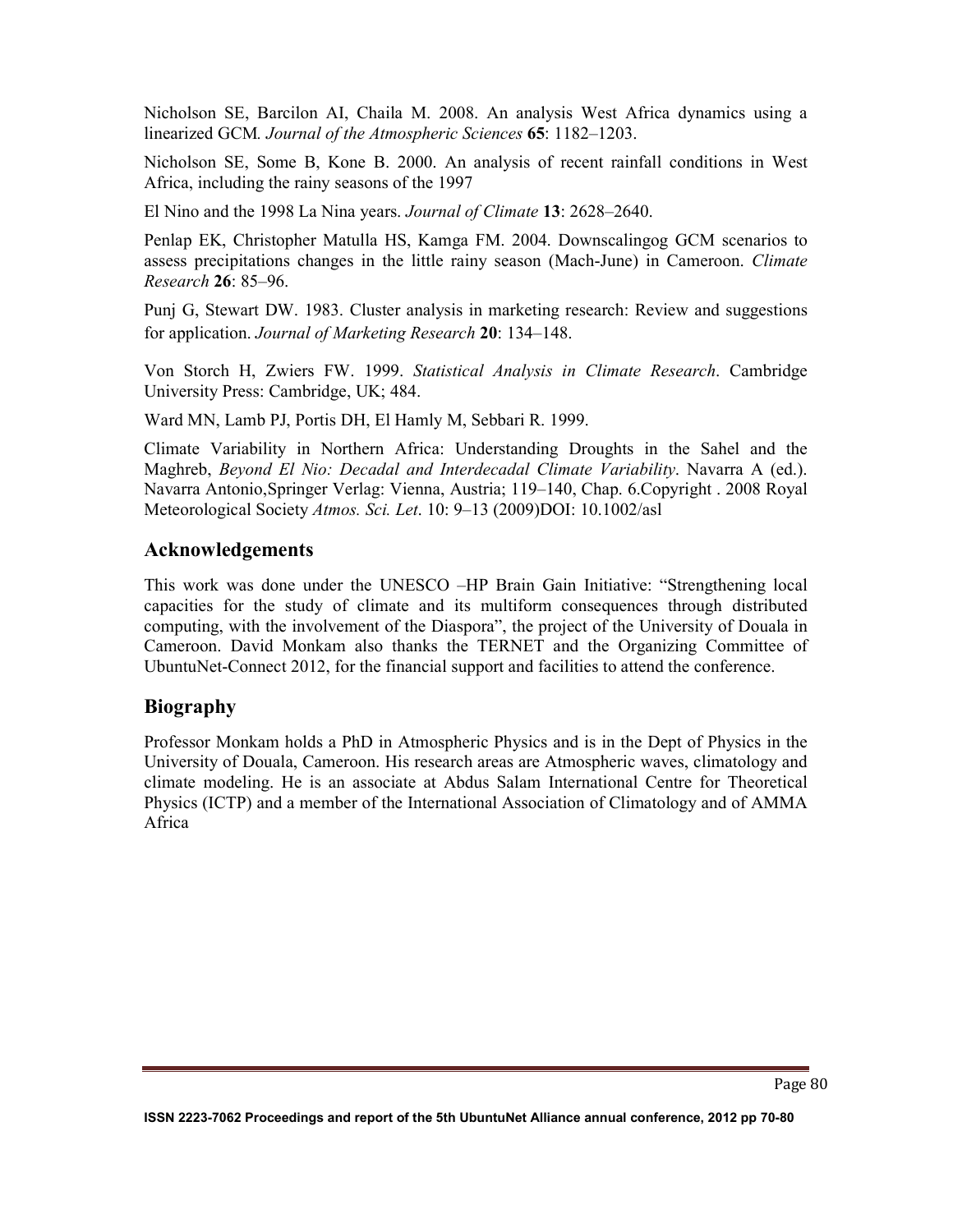Nicholson SE, Barcilon AI, Chaila M. 2008. An analysis West Africa dynamics using a linearized GCM*. Journal of the Atmospheric Sciences* **65**: 1182–1203.

Nicholson SE, Some B, Kone B. 2000. An analysis of recent rainfall conditions in West Africa, including the rainy seasons of the 1997

El Nino and the 1998 La Nina years. *Journal of Climate* **13**: 2628–2640.

Penlap EK, Christopher Matulla HS, Kamga FM. 2004. Downscalingog GCM scenarios to assess precipitations changes in the little rainy season (Mach-June) in Cameroon. *Climate Research* **26**: 85–96.

Punj G, Stewart DW. 1983. Cluster analysis in marketing research: Review and suggestions for application. *Journal of Marketing Research* **20**: 134–148.

Von Storch H, Zwiers FW. 1999. *Statistical Analysis in Climate Research*. Cambridge University Press: Cambridge, UK; 484.

Ward MN, Lamb PJ, Portis DH, El Hamly M, Sebbari R. 1999.

Climate Variability in Northern Africa: Understanding Droughts in the Sahel and the Maghreb, *Beyond El Nio: Decadal and Interdecadal Climate Variability*. Navarra A (ed.). Navarra Antonio,Springer Verlag: Vienna, Austria; 119–140, Chap. 6.Copyright . 2008 Royal Meteorological Society *Atmos. Sci. Let*. 10: 9–13 (2009)DOI: 10.1002/asl

## Acknowledgements

This work was done under the UNESCO –HP Brain Gain Initiative: "Strengthening local capacities for the study of climate and its multiform consequences through distributed computing, with the involvement of the Diaspora", the project of the University of Douala in Cameroon. David Monkam also thanks the TERNET and the Organizing Committee of UbuntuNet-Connect 2012, for the financial support and facilities to attend the conference.

## Biography

Professor Monkam holds a PhD in Atmospheric Physics and is in the Dept of Physics in the University of Douala, Cameroon. His research areas are Atmospheric waves, climatology and climate modeling. He is an associate at Abdus Salam International Centre for Theoretical Physics (ICTP) and a member of the International Association of Climatology and of AMMA Africa